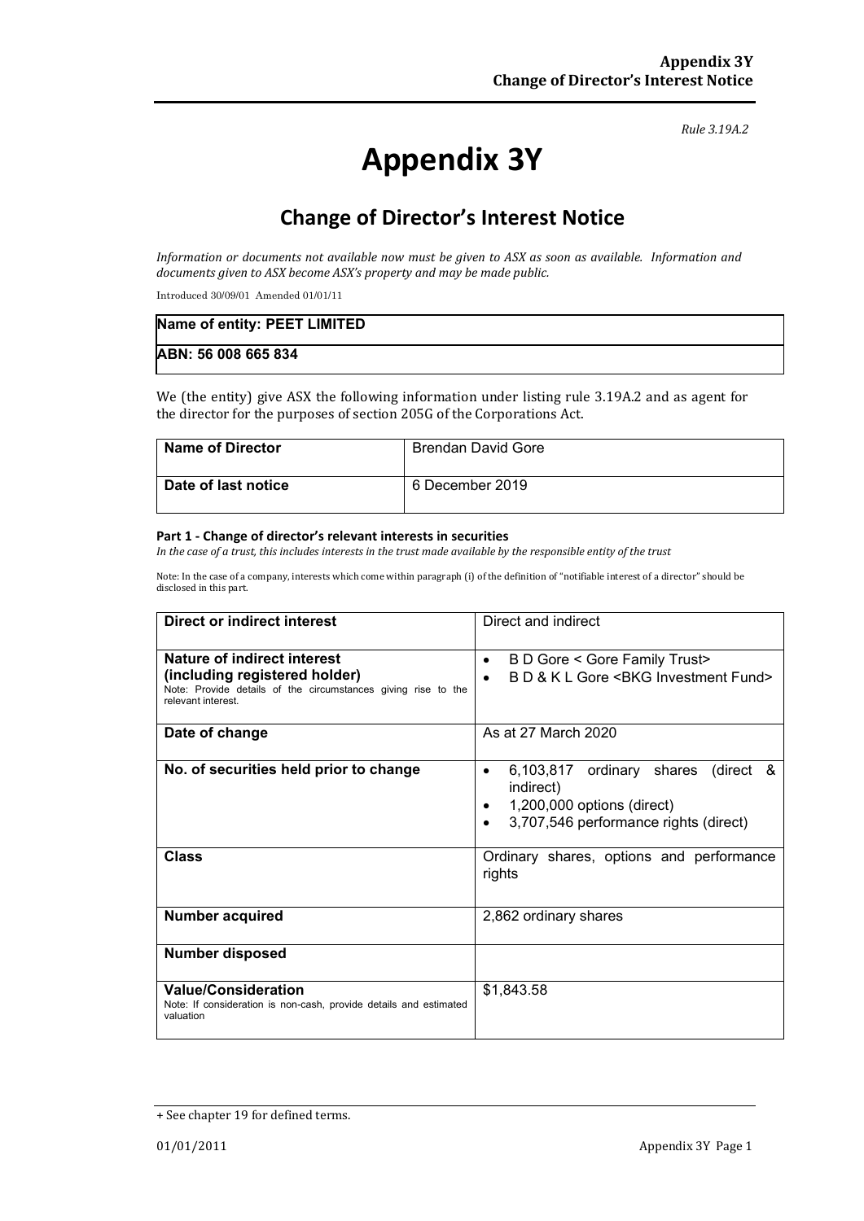*Rule 3.19A.2*

# Appendix 3Y

## Change of Director's Interest Notice

*Information or documents not available now must be given to ASX as soon as available. Information and documents given to ASX become ASX's property and may be made public.*

Introduced 30/09/01 Amended 01/01/11

| **Name of entity: PEET LIMITED** |
|---|
| **ABN: 56 008 665 834** |

We (the entity) give ASX the following information under listing rule 3.19A.2 and as agent for the director for the purposes of section 205G of the Corporations Act.

| **Name of Director** | Brendan David Gore |
|---|---|
| **Date of last notice** | 6 December 2019 |

#### Part 1 - Change of director's relevant interests in securities

*In the case of a trust, this includes interests in the trust made available by the responsible entity of the trust*

Note: In the case of a company, interests which come within paragraph (i) of the definition of "notifiable interest of a director" should be disclosed in this part.

| **Direct or indirect interest** | Direct and indirect |
|---|---|
| **Nature of indirect interest (including registered holder)**<br>Note: Provide details of the circumstances giving rise to the relevant interest. | • B D Gore < Gore Family Trust><br>• B D & K L Gore <BKG Investment Fund> |
| **Date of change** | As at 27 March 2020 |
| **No. of securities held prior to change** | • 6,103,817 ordinary shares (direct & indirect)<br>• 1,200,000 options (direct)<br>• 3,707,546 performance rights (direct) |
| **Class** | Ordinary shares, options and performance rights |
| **Number acquired** | 2,862 ordinary shares |
| **Number disposed** | |
| **Value/Consideration**<br>Note: If consideration is non-cash, provide details and estimated valuation | $1,843.58 |

+ See chapter 19 for defined terms.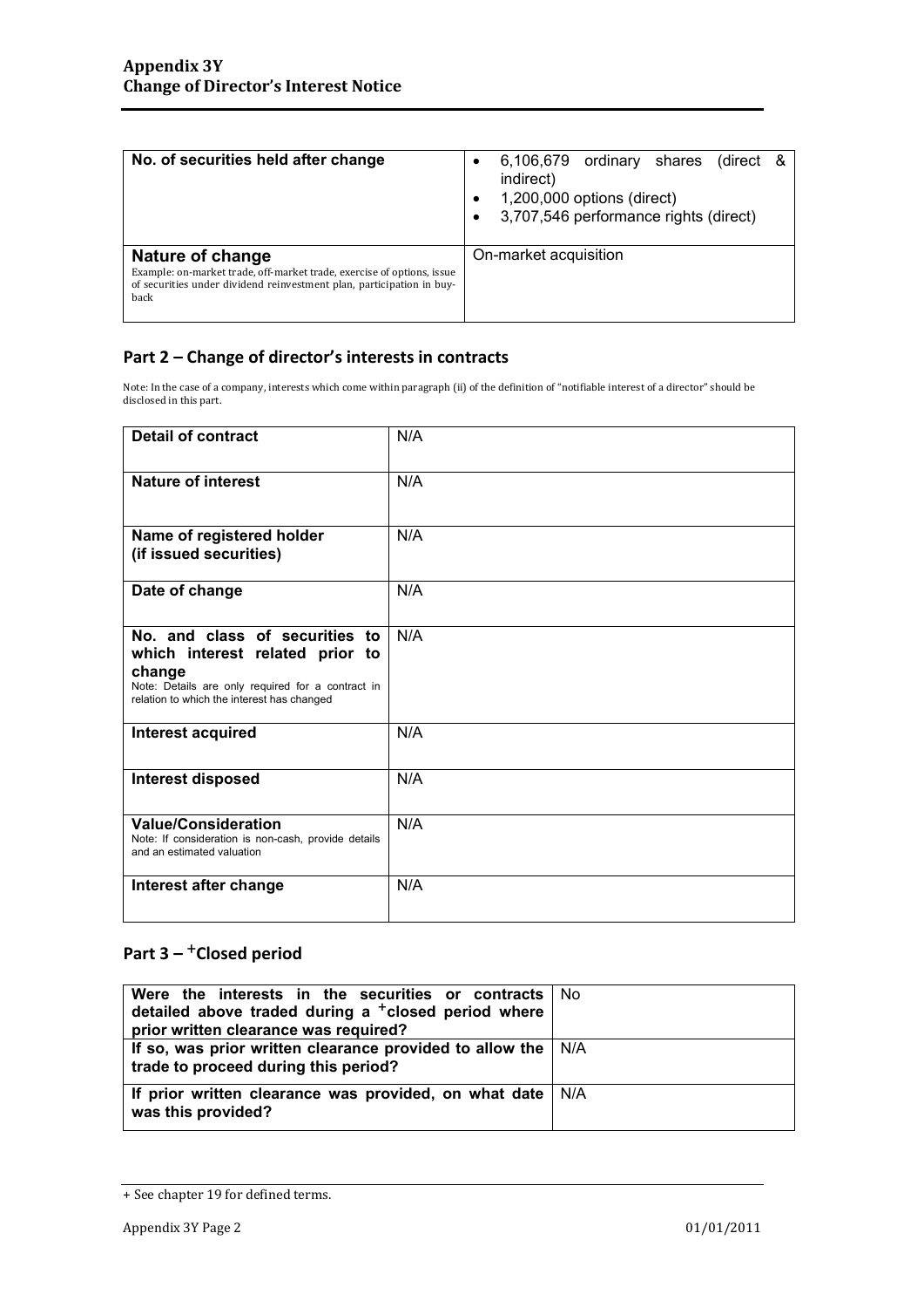| | |
|---|---|
| **No. of securities held after change** | • 6,106,679 ordinary shares (direct & indirect)<br>• 1,200,000 options (direct)<br>• 3,707,546 performance rights (direct) |
| **Nature of change**<br>Example: on-market trade, off-market trade, exercise of options, issue of securities under dividend reinvestment plan, participation in buy-back | On-market acquisition |

## Part 2 – Change of director's interests in contracts

Note: In the case of a company, interests which come within paragraph (ii) of the definition of "notifiable interest of a director" should be disclosed in this part.

| | |
|---|---|
| **Detail of contract** | N/A |
| **Nature of interest** | N/A |
| **Name of registered holder (if issued securities)** | N/A |
| **Date of change** | N/A |
| **No. and class of securities to which interest related prior to change**<br>Note: Details are only required for a contract in relation to which the interest has changed | N/A |
| **Interest acquired** | N/A |
| **Interest disposed** | N/A |
| **Value/Consideration**<br>Note: If consideration is non-cash, provide details and an estimated valuation | N/A |
| **Interest after change** | N/A |

## Part 3 – +Closed period

| | |
|---|---|
| **Were the interests in the securities or contracts detailed above traded during a +closed period where prior written clearance was required?** | No |
| **If so, was prior written clearance provided to allow the trade to proceed during this period?** | N/A |
| **If prior written clearance was provided, on what date was this provided?** | N/A |

+ See chapter 19 for defined terms.